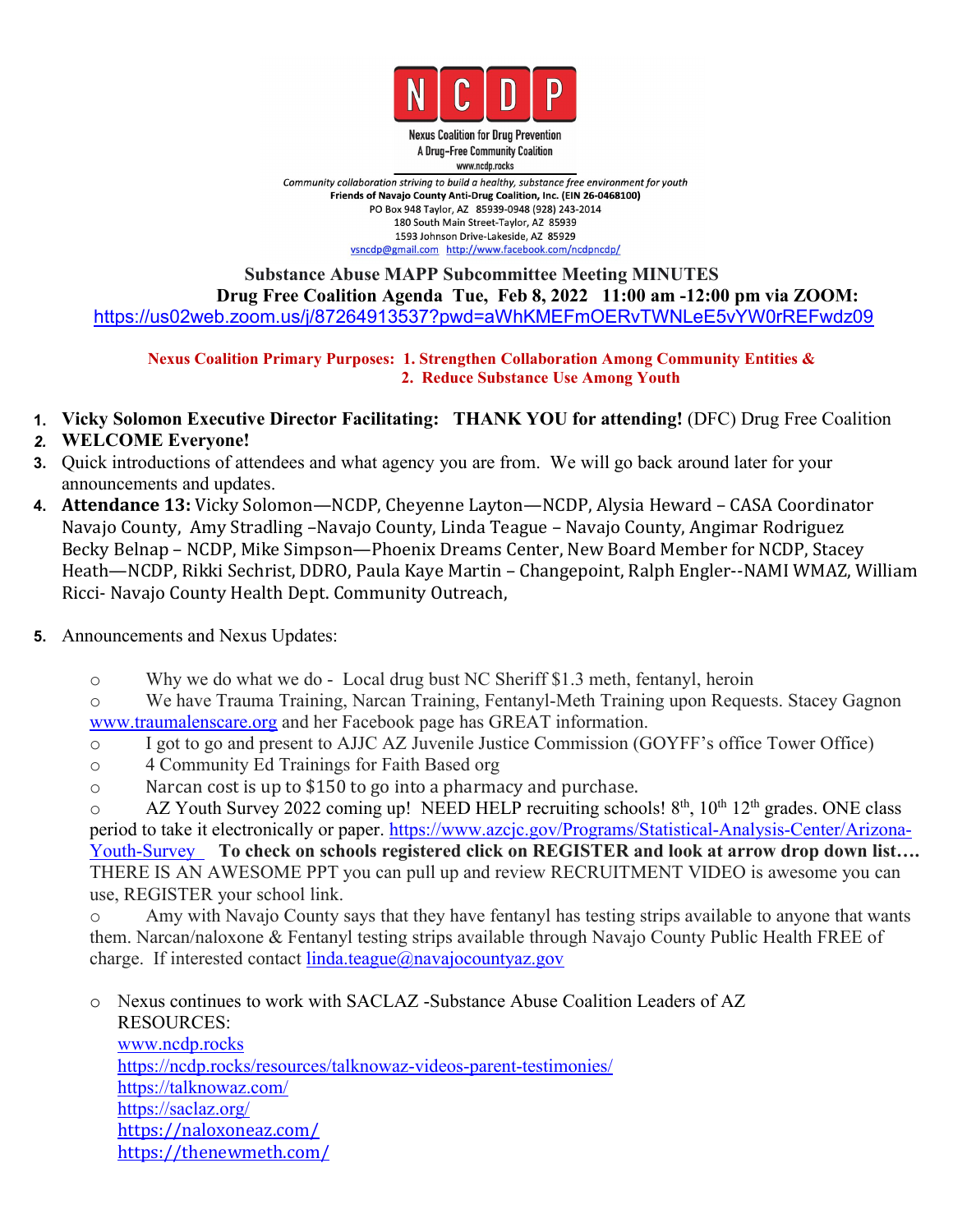**N C D P**

Nexus Coalition for Drug Prevention
A Drug-Free Community Coalition
www.ncdp.rocks

*Community collaboration striving to build a healthy, substance free environment for youth*
**Friends of Navajo County Anti-Drug Coalition, Inc. (EIN 26-0468100)**
PO Box 948 Taylor, AZ 85939-0948 (928) 243-2014
180 South Main Street-Taylor, AZ 85939
1593 Johnson Drive-Lakeside, AZ 85929
vsncdp@gmail.com http://www.facebook.com/ncdpncdp/

**Substance Abuse MAPP Subcommittee Meeting MINUTES**
**Drug Free Coalition Agenda Tue, Feb 8, 2022 11:00 am -12:00 pm via ZOOM:**
https://us02web.zoom.us/j/87264913537?pwd=aWhKMEFmOERvTWNLeE5vYW0rREFwdz09

**Nexus Coalition Primary Purposes: 1. Strengthen Collaboration Among Community Entities &**
**2. Reduce Substance Use Among Youth**

1. **Vicky Solomon Executive Director Facilitating: THANK YOU for attending!** (DFC) Drug Free Coalition
2. **WELCOME Everyone!**
3. Quick introductions of attendees and what agency you are from. We will go back around later for your announcements and updates.
4. **Attendance 13:** Vicky Solomon—NCDP, Cheyenne Layton—NCDP, Alysia Heward – CASA Coordinator Navajo County, Amy Stradling –Navajo County, Linda Teague – Navajo County, Angimar Rodriguez Becky Belnap – NCDP, Mike Simpson—Phoenix Dreams Center, New Board Member for NCDP, Stacey Heath—NCDP, Rikki Sechrist, DDRO, Paula Kaye Martin – Changepoint, Ralph Engler--NAMI WMAZ, William Ricci- Navajo County Health Dept. Community Outreach,
5. Announcements and Nexus Updates:
   - Why we do what we do - Local drug bust NC Sheriff $1.3 meth, fentanyl, heroin
   - We have Trauma Training, Narcan Training, Fentanyl-Meth Training upon Requests. Stacey Gagnon www.traumalenscare.org and her Facebook page has GREAT information.
   - I got to go and present to AJJC AZ Juvenile Justice Commission (GOYFF's office Tower Office)
   - 4 Community Ed Trainings for Faith Based org
   - Narcan cost is up to $150 to go into a pharmacy and purchase.
   - AZ Youth Survey 2022 coming up! NEED HELP recruiting schools! 8th, 10th 12th grades. ONE class period to take it electronically or paper. https://www.azcjc.gov/Programs/Statistical-Analysis-Center/Arizona-Youth-Survey **To check on schools registered click on REGISTER and look at arrow drop down list….** THERE IS AN AWESOME PPT you can pull up and review RECRUITMENT VIDEO is awesome you can use, REGISTER your school link.
   - Amy with Navajo County says that they have fentanyl has testing strips available to anyone that wants them. Narcan/naloxone & Fentanyl testing strips available through Navajo County Public Health FREE of charge. If interested contact linda.teague@navajocountyaz.gov
   - Nexus continues to work with SACLAZ -Substance Abuse Coalition Leaders of AZ
     RESOURCES:
     www.ncdp.rocks
     https://ncdp.rocks/resources/talknowaz-videos-parent-testimonies/
     https://talknowaz.com/
     https://saclaz.org/
     https://naloxoneaz.com/
     https://thenewmeth.com/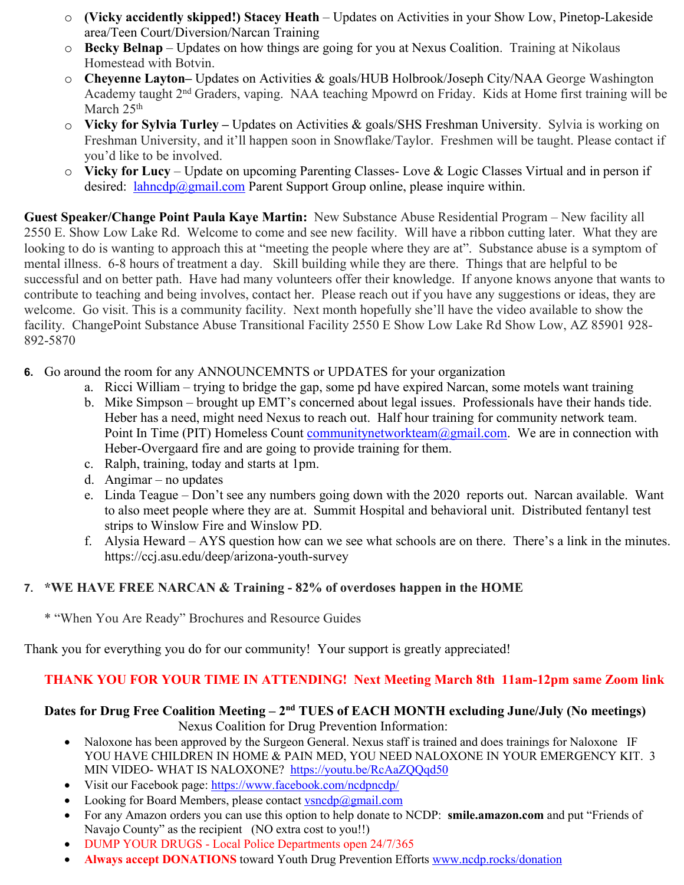- **(Vicky accidently skipped!) Stacey Heath** – Updates on Activities in your Show Low, Pinetop-Lakeside area/Teen Court/Diversion/Narcan Training
- **Becky Belnap** – Updates on how things are going for you at Nexus Coalition. Training at Nikolaus Homestead with Botvin.
- **Cheyenne Layton–** Updates on Activities & goals/HUB Holbrook/Joseph City/NAA George Washington Academy taught 2nd Graders, vaping. NAA teaching Mpowrd on Friday. Kids at Home first training will be March 25th
- **Vicky for Sylvia Turley –** Updates on Activities & goals/SHS Freshman University. Sylvia is working on Freshman University, and it'll happen soon in Snowflake/Taylor. Freshmen will be taught. Please contact if you'd like to be involved.
- **Vicky for Lucy** – Update on upcoming Parenting Classes- Love & Logic Classes Virtual and in person if desired: lahncdp@gmail.com Parent Support Group online, please inquire within.

**Guest Speaker/Change Point Paula Kaye Martin:** New Substance Abuse Residential Program – New facility all 2550 E. Show Low Lake Rd. Welcome to come and see new facility. Will have a ribbon cutting later. What they are looking to do is wanting to approach this at "meeting the people where they are at". Substance abuse is a symptom of mental illness. 6-8 hours of treatment a day. Skill building while they are there. Things that are helpful to be successful and on better path. Have had many volunteers offer their knowledge. If anyone knows anyone that wants to contribute to teaching and being involves, contact her. Please reach out if you have any suggestions or ideas, they are welcome. Go visit. This is a community facility. Next month hopefully she'll have the video available to show the facility. ChangePoint Substance Abuse Transitional Facility 2550 E Show Low Lake Rd Show Low, AZ 85901 928-892-5870

6. Go around the room for any ANNOUNCEMNTS or UPDATES for your organization
   a. Ricci William – trying to bridge the gap, some pd have expired Narcan, some motels want training
   b. Mike Simpson – brought up EMT's concerned about legal issues. Professionals have their hands tide. Heber has a need, might need Nexus to reach out. Half hour training for community network team. Point In Time (PIT) Homeless Count communitynetworkteam@gmail.com. We are in connection with Heber-Overgaard fire and are going to provide training for them.
   c. Ralph, training, today and starts at 1pm.
   d. Angimar – no updates
   e. Linda Teague – Don't see any numbers going down with the 2020 reports out. Narcan available. Want to also meet people where they are at. Summit Hospital and behavioral unit. Distributed fentanyl test strips to Winslow Fire and Winslow PD.
   f. Alysia Heward – AYS question how can we see what schools are on there. There's a link in the minutes. https://ccj.asu.edu/deep/arizona-youth-survey

7. **\*WE HAVE FREE NARCAN & Training - 82% of overdoses happen in the HOME**

   * "When You Are Ready" Brochures and Resource Guides

Thank you for everything you do for our community! Your support is greatly appreciated!

**THANK YOU FOR YOUR TIME IN ATTENDING! Next Meeting March 8th 11am-12pm same Zoom link**

**Dates for Drug Free Coalition Meeting – 2nd TUES of EACH MONTH excluding June/July (No meetings)**

Nexus Coalition for Drug Prevention Information:

- Naloxone has been approved by the Surgeon General. Nexus staff is trained and does trainings for Naloxone IF YOU HAVE CHILDREN IN HOME & PAIN MED, YOU NEED NALOXONE IN YOUR EMERGENCY KIT. 3 MIN VIDEO- WHAT IS NALOXONE? https://youtu.be/RcAaZQQqd50
- Visit our Facebook page: https://www.facebook.com/ncdpncdp/
- Looking for Board Members, please contact vsncdp@gmail.com
- For any Amazon orders you can use this option to help donate to NCDP: **smile.amazon.com** and put "Friends of Navajo County" as the recipient (NO extra cost to you!!)
- DUMP YOUR DRUGS - Local Police Departments open 24/7/365
- **Always accept DONATIONS** toward Youth Drug Prevention Efforts www.ncdp.rocks/donation